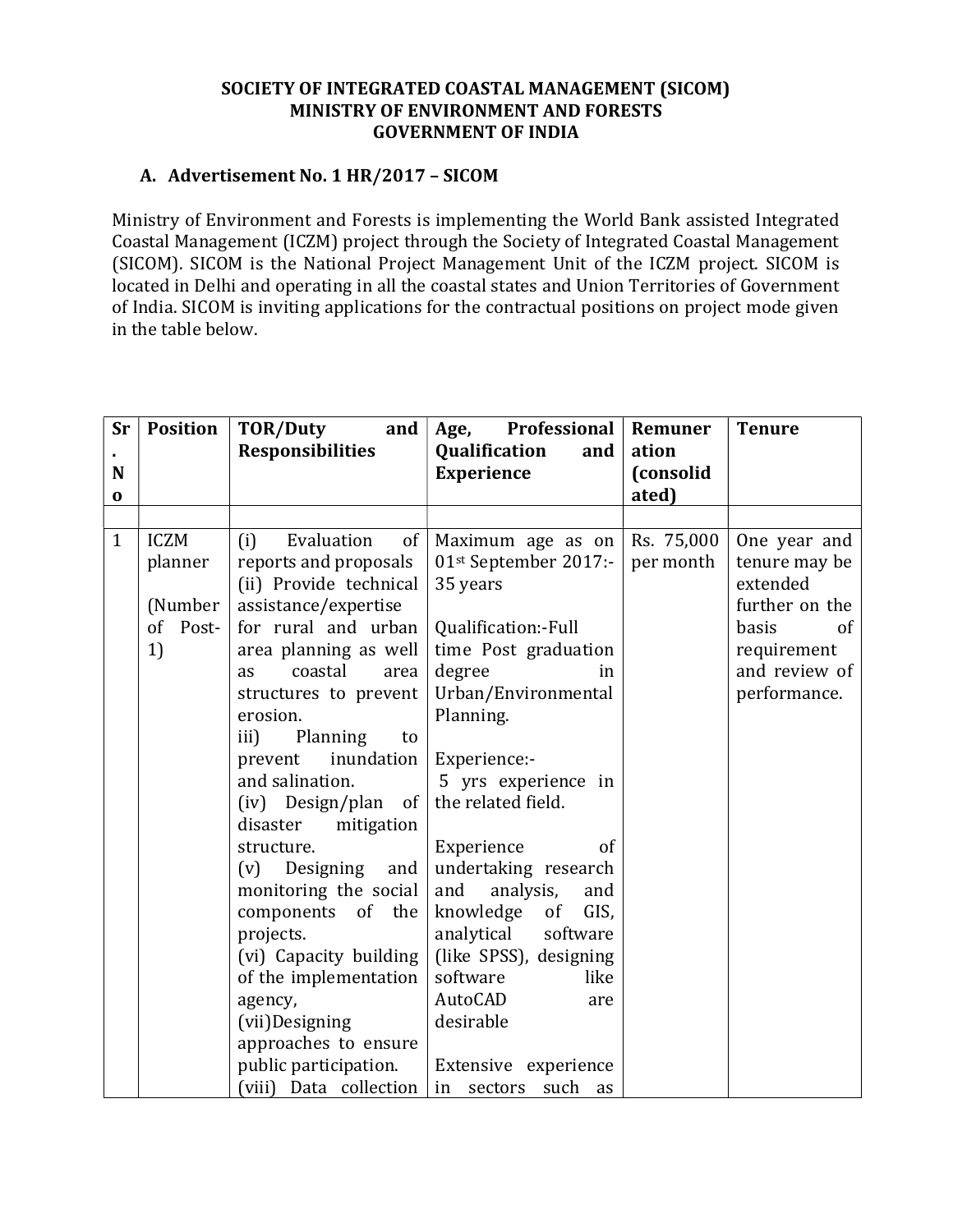**SOCIETY OF INTEGRATED COASTAL MANAGEMENT (SICOM)**
**MINISTRY OF ENVIRONMENT AND FORESTS**
**GOVERNMENT OF INDIA**

## A. Advertisement No. 1 HR/2017 – SICOM

Ministry of Environment and Forests is implementing the World Bank assisted Integrated Coastal Management (ICZM) project through the Society of Integrated Coastal Management (SICOM). SICOM is the National Project Management Unit of the ICZM project. SICOM is located in Delhi and operating in all the coastal states and Union Territories of Government of India. SICOM is inviting applications for the contractual positions on project mode given in the table below.

| Sr. No | Position | TOR/Duty and Responsibilities | Age, Professional Qualification and Experience | Remuneration (consolidated) | Tenure |
|---|---|---|---|---|---|
| | | | | | |
| 1 | ICZM planner (Number of Post-1) | (i) Evaluation of reports and proposals (ii) Provide technical assistance/expertise for rural and urban area planning as well as coastal area structures to prevent erosion. iii) Planning to prevent inundation and salination. (iv) Design/plan of disaster mitigation structure. (v) Designing and monitoring the social components of the projects. (vi) Capacity building of the implementation agency, (vii)Designing approaches to ensure public participation. (viii) Data collection | Maximum age as on 01st September 2017:- 35 years<br><br>Qualification:-Full time Post graduation degree in Urban/Environmental Planning.<br><br>Experience:- 5 yrs experience in the related field.<br><br>Experience of undertaking research and analysis, and knowledge of GIS, analytical software (like SPSS), designing software like AutoCAD are desirable<br><br>Extensive experience in sectors such as | Rs. 75,000 per month | One year and tenure may be extended further on the basis of requirement and review of performance. |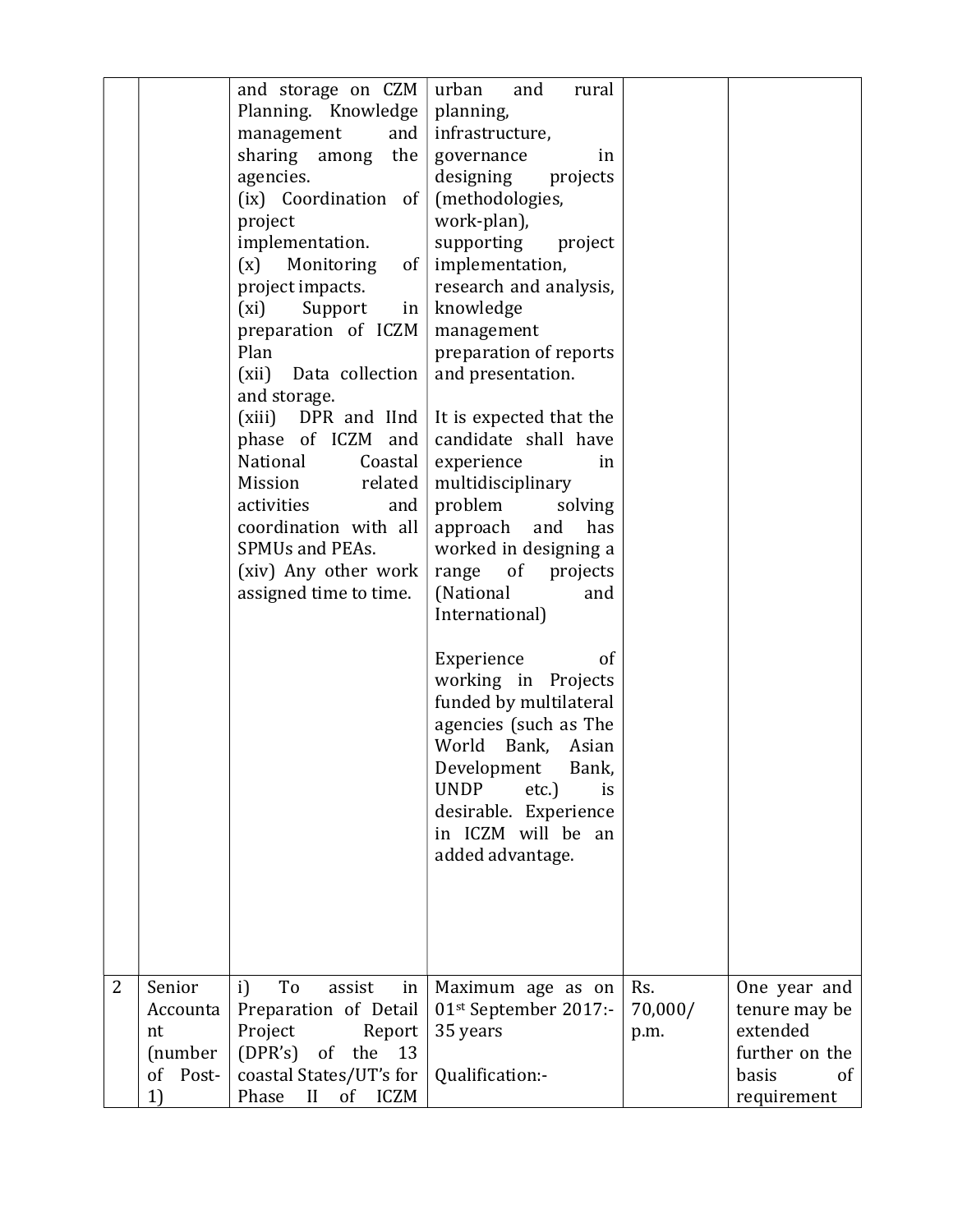|  |  |  |  |  |  |
|---|---|---|---|---|---|
|  |  | and storage on CZM Planning. Knowledge management and sharing among the agencies.<br>(ix) Coordination of project implementation.<br>(x) Monitoring of project impacts.<br>(xi) Support in preparation of ICZM Plan<br>(xii) Data collection and storage.<br>(xiii) DPR and IInd phase of ICZM and National Coastal Mission related activities and coordination with all SPMUs and PEAs.<br>(xiv) Any other work assigned time to time. | urban and rural planning, infrastructure, governance in designing projects (methodologies, work-plan), supporting project implementation, research and analysis, knowledge management preparation of reports and presentation.<br><br>It is expected that the candidate shall have experience in multidisciplinary problem solving approach and has worked in designing a range of projects (National and International)<br><br>Experience of working in Projects funded by multilateral agencies (such as The World Bank, Asian Development Bank, UNDP etc.) is desirable. Experience in ICZM will be an added advantage. |  |  |
| 2 | Senior Accountant (number of Post-1) | i) To assist in Preparation of Detail Project Report (DPR's) of the 13 coastal States/UT's for Phase II of ICZM | Maximum age as on 01st September 2017:- 35 years<br><br>Qualification:- | Rs. 70,000/ p.m. | One year and tenure may be extended further on the basis of requirement |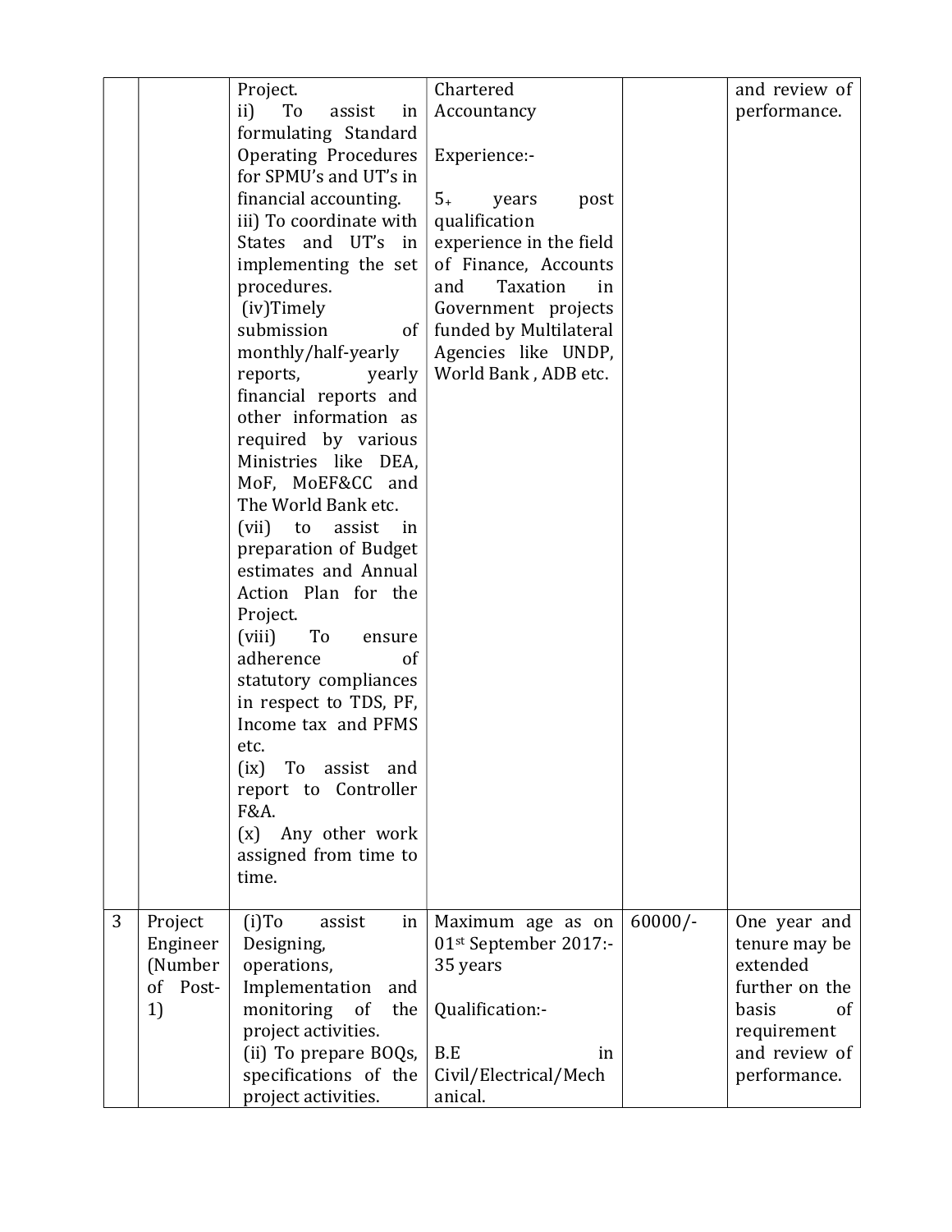| | | | | | |
|---|---|---|---|---|---|
| | | Project.<br>ii) To assist in formulating Standard Operating Procedures for SPMU's and UT's in financial accounting.<br>iii) To coordinate with States and UT's in implementing the set procedures.<br>(iv)Timely submission of monthly/half-yearly reports, yearly financial reports and other information as required by various Ministries like DEA, MoF, MoEF&CC and The World Bank etc.<br>(vii) to assist in preparation of Budget estimates and Annual Action Plan for the Project.<br>(viii) To ensure adherence of statutory compliances in respect to TDS, PF, Income tax and PFMS etc.<br>(ix) To assist and report to Controller F&A.<br>(x) Any other work assigned from time to time. | Chartered Accountancy<br><br>Experience:-<br><br>5+ years post qualification experience in the field of Finance, Accounts and Taxation in Government projects funded by Multilateral Agencies like UNDP, World Bank , ADB etc. | | and review of performance. |
| 3 | Project Engineer (Number of Post-1) | (i)To assist in Designing, operations, Implementation and monitoring of the project activities.<br>(ii) To prepare BOQs, specifications of the project activities. | Maximum age as on 01st September 2017:- 35 years<br><br>Qualification:-<br><br>B.E in Civil/Electrical/Mechanical. | 60000/- | One year and tenure may be extended further on the basis of requirement and review of performance. |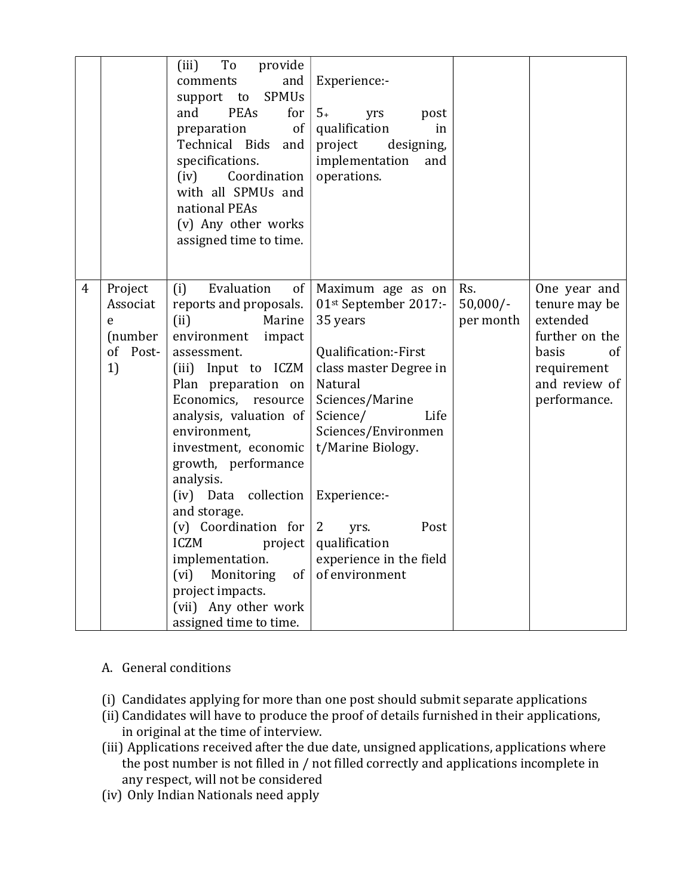| | | | | | |
|---|---|---|---|---|---|
| | | (iii) To provide comments and support to SPMUs and PEAs for preparation of Technical Bids and specifications.<br>(iv) Coordination with all SPMUs and national PEAs<br>(v) Any other works assigned time to time. | Experience:-<br><br>5+ yrs post qualification in project designing, implementation and operations. | | |
| 4 | Project Associate (number of Post-1) | (i) Evaluation of reports and proposals.<br>(ii) Marine environment impact assessment.<br>(iii) Input to ICZM Plan preparation on Economics, resource analysis, valuation of environment, investment, economic growth, performance analysis.<br>(iv) Data collection and storage.<br>(v) Coordination for ICZM project implementation.<br>(vi) Monitoring of project impacts.<br>(vii) Any other work assigned time to time. | Maximum age as on 01st September 2017:- 35 years<br><br>Qualification:-First class master Degree in Natural Sciences/Marine Science/ Life Sciences/Environment/Marine Biology.<br><br>Experience:-<br><br>2 yrs. Post qualification experience in the field of environment | Rs. 50,000/- per month | One year and tenure may be extended further on the basis of requirement and review of performance. |

A. General conditions

(i) Candidates applying for more than one post should submit separate applications
(ii) Candidates will have to produce the proof of details furnished in their applications, in original at the time of interview.
(iii) Applications received after the due date, unsigned applications, applications where the post number is not filled in / not filled correctly and applications incomplete in any respect, will not be considered
(iv) Only Indian Nationals need apply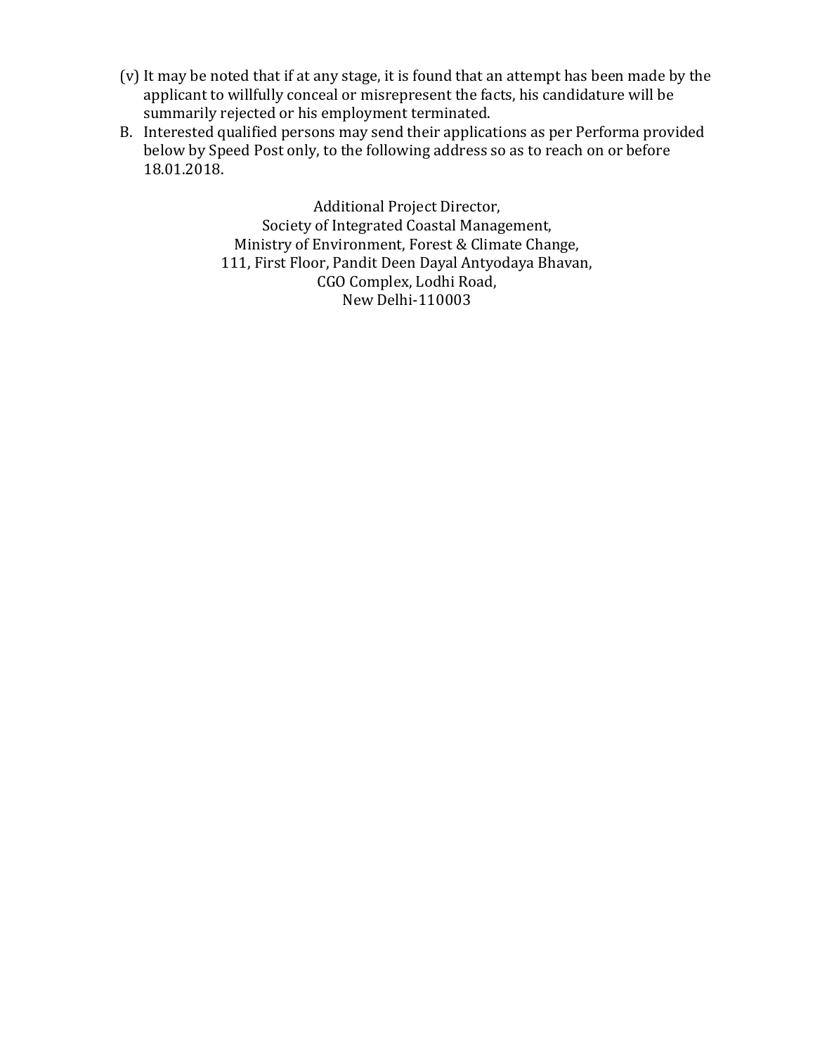(v) It may be noted that if at any stage, it is found that an attempt has been made by the applicant to willfully conceal or misrepresent the facts, his candidature will be summarily rejected or his employment terminated.

B. Interested qualified persons may send their applications as per Performa provided below by Speed Post only, to the following address so as to reach on or before 18.01.2018.

Additional Project Director,
Society of Integrated Coastal Management,
Ministry of Environment, Forest & Climate Change,
111, First Floor, Pandit Deen Dayal Antyodaya Bhavan,
CGO Complex, Lodhi Road,
New Delhi-110003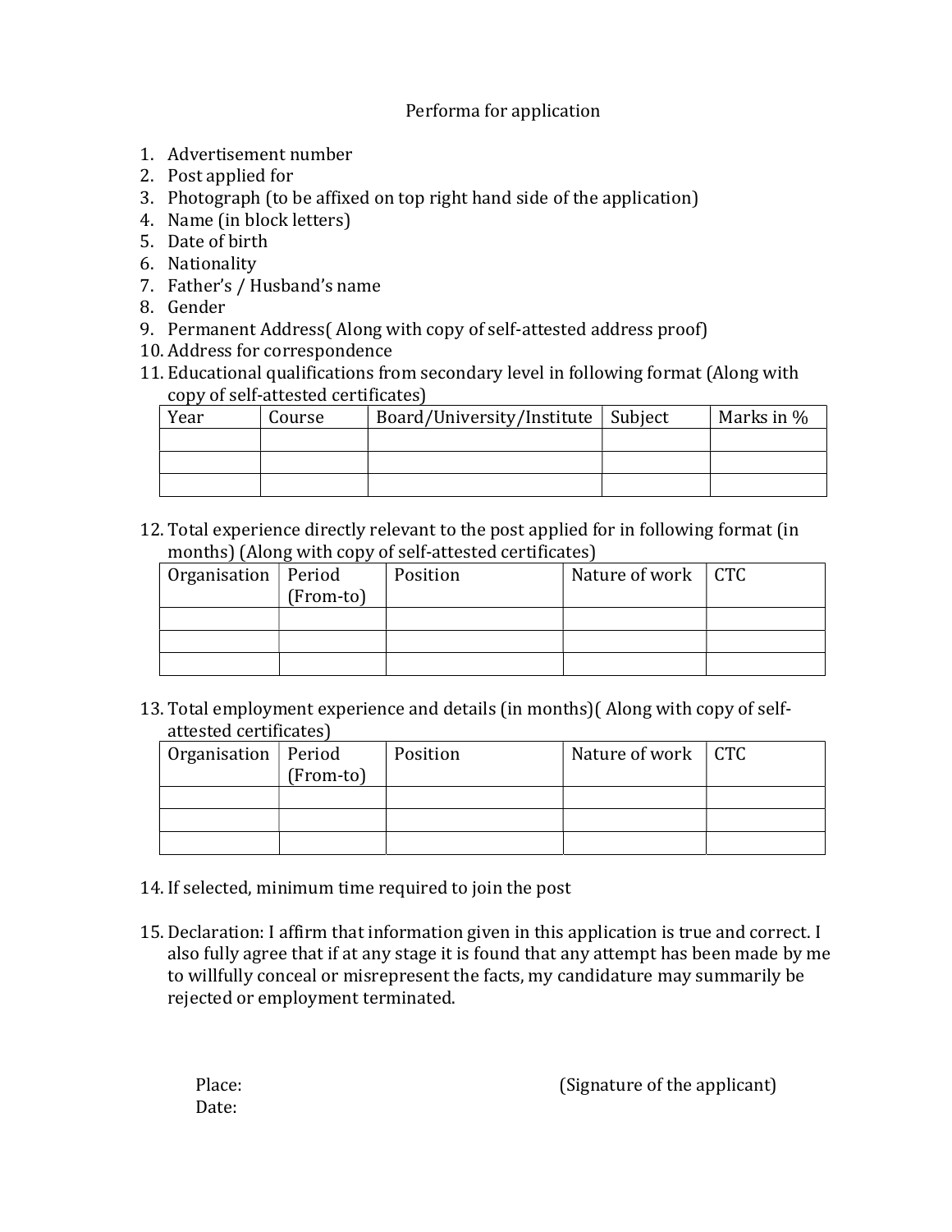# Performa for application

1. Advertisement number
2. Post applied for
3. Photograph (to be affixed on top right hand side of the application)
4. Name (in block letters)
5. Date of birth
6. Nationality
7. Father's / Husband's name
8. Gender
9. Permanent Address( Along with copy of self-attested address proof)
10. Address for correspondence
11. Educational qualifications from secondary level in following format (Along with copy of self-attested certificates)

| Year | Course | Board/University/Institute | Subject | Marks in % |
|---|---|---|---|---|
| | | | | |
| | | | | |
| | | | | |

12. Total experience directly relevant to the post applied for in following format (in months) (Along with copy of self-attested certificates)

| Organisation | Period (From-to) | Position | Nature of work | CTC |
|---|---|---|---|---|
| | | | | |
| | | | | |
| | | | | |

13. Total employment experience and details (in months)( Along with copy of self-attested certificates)

| Organisation | Period (From-to) | Position | Nature of work | CTC |
|---|---|---|---|---|
| | | | | |
| | | | | |
| | | | | |

14. If selected, minimum time required to join the post

15. Declaration: I affirm that information given in this application is true and correct. I also fully agree that if at any stage it is found that any attempt has been made by me to willfully conceal or misrepresent the facts, my candidature may summarily be rejected or employment terminated.

Place: (Signature of the applicant)

Date: